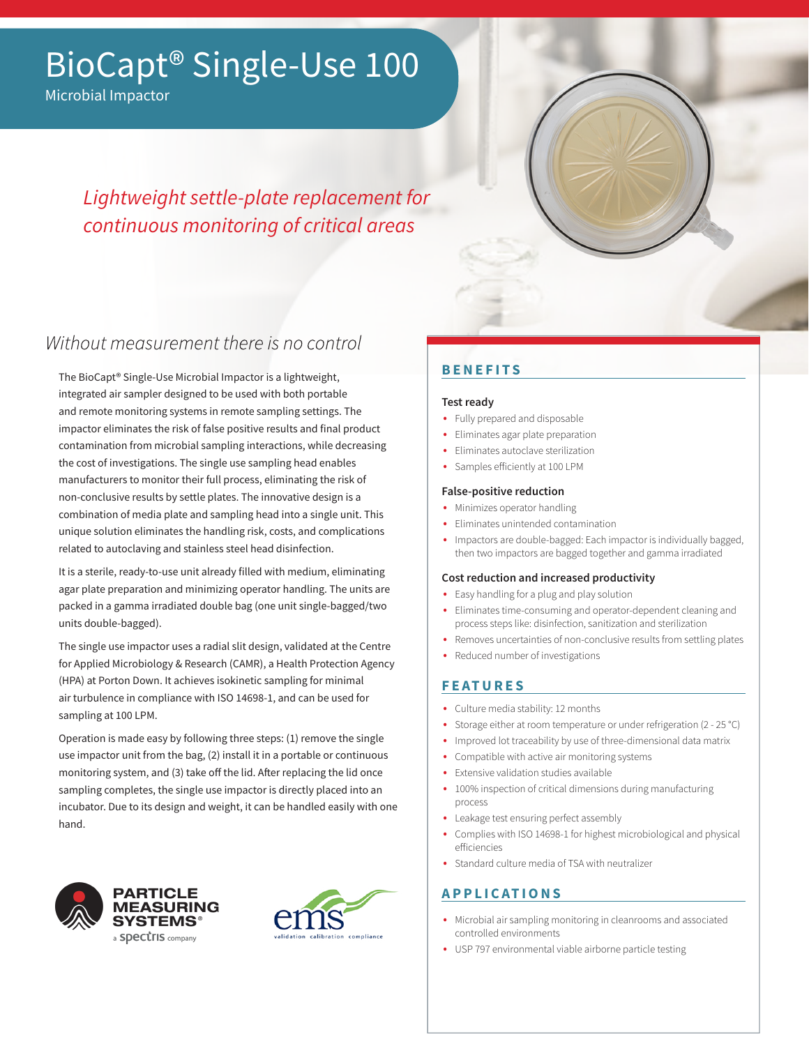# BioCapt® Single-Use 100

Microbial Impactor

*Lightweight settle-plate replacement for continuous monitoring of critical areas*

## *Without measurement there is no control*

The BioCapt® Single-Use Microbial Impactor is a lightweight, integrated air sampler designed to be used with both portable and remote monitoring systems in remote sampling settings. The impactor eliminates the risk of false positive results and final product contamination from microbial sampling interactions, while decreasing the cost of investigations. The single use sampling head enables manufacturers to monitor their full process, eliminating the risk of non-conclusive results by settle plates. The innovative design is a combination of media plate and sampling head into a single unit. This unique solution eliminates the handling risk, costs, and complications related to autoclaving and stainless steel head disinfection.

It is a sterile, ready-to-use unit already filled with medium, eliminating agar plate preparation and minimizing operator handling. The units are packed in a gamma irradiated double bag (one unit single-bagged/two units double-bagged).

The single use impactor uses a radial slit design, validated at the Centre for Applied Microbiology & Research (CAMR), a Health Protection Agency (HPA) at Porton Down. It achieves isokinetic sampling for minimal air turbulence in compliance with ISO 14698-1, and can be used for sampling at 100 LPM.

Operation is made easy by following three steps: (1) remove the single use impactor unit from the bag, (2) install it in a portable or continuous monitoring system, and (3) take off the lid. After replacing the lid once sampling completes, the single use impactor is directly placed into an incubator. Due to its design and weight, it can be handled easily with one hand.

PARTICLE MEASURING SYSTEMS® a spectris company

ems validation calibration compliance

## BENEFITS

### Test ready

- Fully prepared and disposable
- Eliminates agar plate preparation
- Eliminates autoclave sterilization
- Samples efficiently at 100 LPM

### False-positive reduction

- Minimizes operator handling
- Eliminates unintended contamination
- Impactors are double-bagged: Each impactor is individually bagged, then two impactors are bagged together and gamma irradiated

### Cost reduction and increased productivity

- Easy handling for a plug and play solution
- Eliminates time-consuming and operator-dependent cleaning and process steps like: disinfection, sanitization and sterilization
- Removes uncertainties of non-conclusive results from settling plates
- Reduced number of investigations

## FEATURES

- Culture media stability: 12 months
- Storage either at room temperature or under refrigeration (2 - 25 °C)
- Improved lot traceability by use of three-dimensional data matrix
- Compatible with active air monitoring systems
- Extensive validation studies available
- 100% inspection of critical dimensions during manufacturing process
- Leakage test ensuring perfect assembly
- Complies with ISO 14698-1 for highest microbiological and physical efficiencies
- Standard culture media of TSA with neutralizer

## APPLICATIONS

- Microbial air sampling monitoring in cleanrooms and associated controlled environments
- USP 797 environmental viable airborne particle testing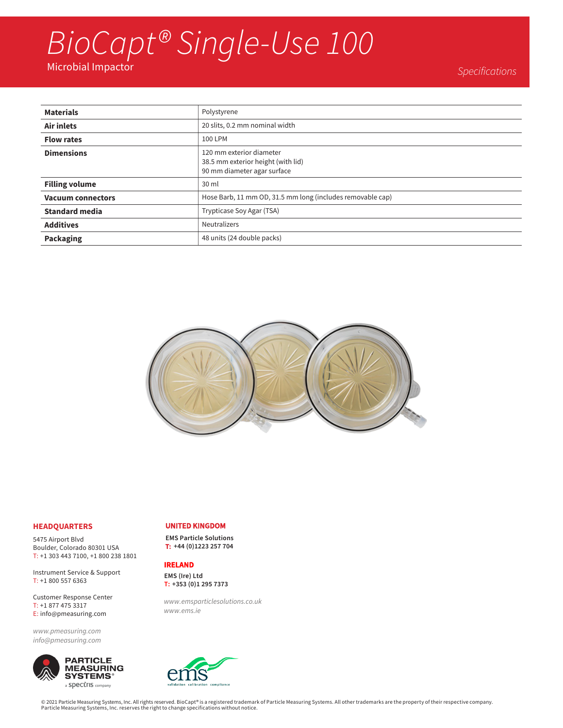# BioCapt® Single-Use 100

Microbial Impactor

*Specifications*

| | |
|---|---|
| **Materials** | Polystyrene |
| **Air inlets** | 20 slits, 0.2 mm nominal width |
| **Flow rates** | 100 LPM |
| **Dimensions** | 120 mm exterior diameter<br>38.5 mm exterior height (with lid)<br>90 mm diameter agar surface |
| **Filling volume** | 30 ml |
| **Vacuum connectors** | Hose Barb, 11 mm OD, 31.5 mm long (includes removable cap) |
| **Standard media** | Trypticase Soy Agar (TSA) |
| **Additives** | Neutralizers |
| **Packaging** | 48 units (24 double packs) |

**HEADQUARTERS**

5475 Airport Blvd
Boulder, Colorado 80301 USA
T: +1 303 443 7100, +1 800 238 1801

Instrument Service & Support
T: +1 800 557 6363

Customer Response Center
T: +1 877 475 3317
E: info@pmeasuring.com

*www.pmeasuring.com*
*info@pmeasuring.com*

PARTICLE MEASURING SYSTEMS® a spectris company

**UNITED KINGDOM**

**EMS Particle Solutions**
**T: +44 (0)1223 257 704**

**IRELAND**

**EMS (Ire) Ltd**
**T: +353 (0)1 295 7373**

*www.emsparticlesolutions.co.uk*
*www.ems.ie*

ems validation calibration compliance

© 2021 Particle Measuring Systems, Inc. All rights reserved. BioCapt® is a registered trademark of Particle Measuring Systems. All other trademarks are the property of their respective company. Particle Measuring Systems, Inc. reserves the right to change specifications without notice.